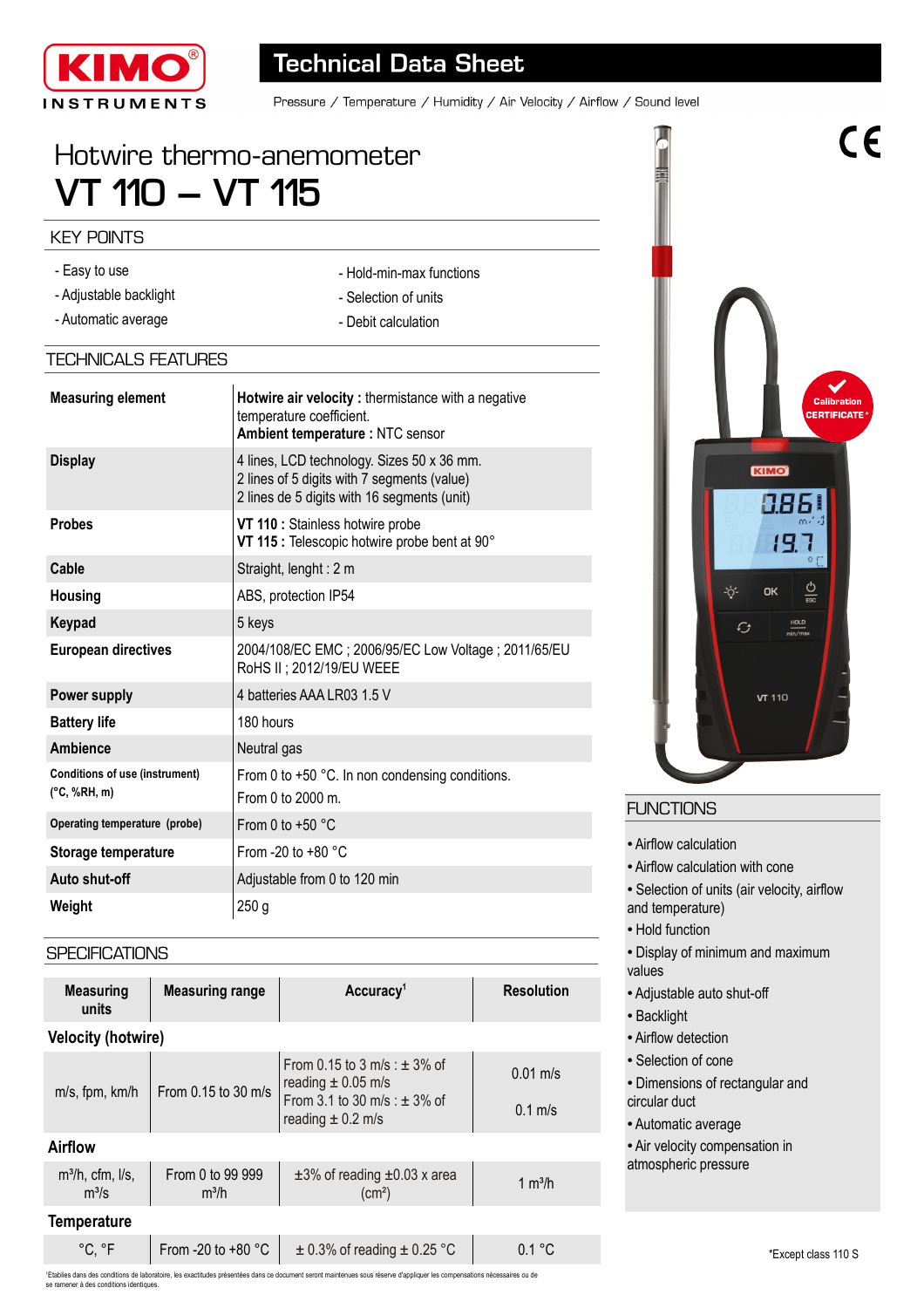KIMO INSTRUMENTS

# Technical Data Sheet

Pressure / Temperature / Humidity / Air Velocity / Airflow / Sound level

# Hotwire thermo-anemometer
# VT 110 – VT 115

## KEY POINTS

- Easy to use
- Adjustable backlight
- Automatic average
- Hold-min-max functions
- Selection of units
- Debit calculation

## TECHNICALS FEATURES

| | |
|---|---|
| **Measuring element** | **Hotwire air velocity :** thermistance with a negative temperature coefficient.<br>**Ambient temperature :** NTC sensor |
| **Display** | 4 lines, LCD technology. Sizes 50 x 36 mm.<br>2 lines of 5 digits with 7 segments (value)<br>2 lines de 5 digits with 16 segments (unit) |
| **Probes** | **VT 110 :** Stainless hotwire probe<br>**VT 115 :** Telescopic hotwire probe bent at 90° |
| **Cable** | Straight, lenght : 2 m |
| **Housing** | ABS, protection IP54 |
| **Keypad** | 5 keys |
| **European directives** | 2004/108/EC EMC ; 2006/95/EC Low Voltage ; 2011/65/EU RoHS II ; 2012/19/EU WEEE |
| **Power supply** | 4 batteries AAA LR03 1.5 V |
| **Battery life** | 180 hours |
| **Ambience** | Neutral gas |
| **Conditions of use (instrument) (°C, %RH, m)** | From 0 to +50 °C. In non condensing conditions.<br>From 0 to 2000 m. |
| **Operating temperature (probe)** | From 0 to +50 °C |
| **Storage temperature** | From -20 to +80 °C |
| **Auto shut-off** | Adjustable from 0 to 120 min |
| **Weight** | 250 g |

## SPECIFICATIONS

| Measuring units | Measuring range | Accuracy[1] | Resolution |
|---|---|---|---|
| **Velocity (hotwire)** | | | |
| m/s, fpm, km/h | From 0.15 to 30 m/s | From 0.15 to 3 m/s : ± 3% of reading ± 0.05 m/s<br>From 3.1 to 30 m/s : ± 3% of reading ± 0.2 m/s | 0.01 m/s<br>0.1 m/s |
| **Airflow** | | | |
| $m^3$/h, cfm, l/s, $m^3$/s | From 0 to 99 999 $m^3$/h | ±3% of reading ±0.03 x area ($cm^2$) | 1 $m^3$/h |
| **Temperature** | | | |
| °C, °F | From -20 to +80 °C | ± 0.3% of reading ± 0.25 °C | 0.1 °C |

[1]Etablies dans des conditions de laboratoire, les exactitudes présentées dans ce document seront maintenues sous réserve d'appliquer les compensations nécessaires ou de se ramener à des conditions identiques.

Calibration CERTIFICATE*

## FUNCTIONS

- Airflow calculation
- Airflow calculation with cone
- Selection of units (air velocity, airflow and temperature)
- Hold function
- Display of minimum and maximum values
- Adjustable auto shut-off
- Backlight
- Airflow detection
- Selection of cone
- Dimensions of rectangular and circular duct
- Automatic average
- Air velocity compensation in atmospheric pressure

*Except class 110 S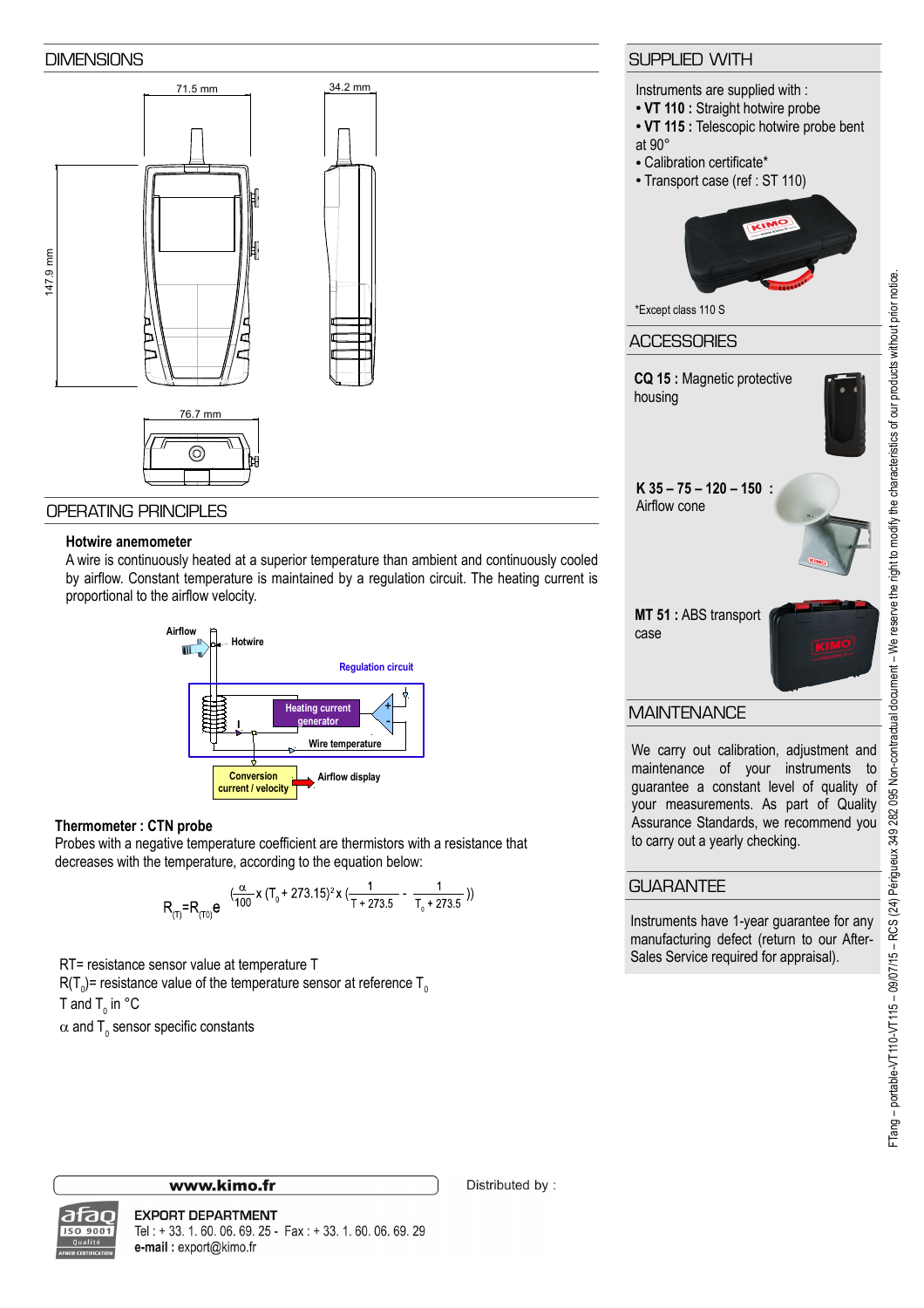## DIMENSIONS

71.5 mm
34.2 mm
147.9 mm
76.7 mm

## OPERATING PRINCIPLES

### Hotwire anemometer

A wire is continuously heated at a superior temperature than ambient and continuously cooled by airflow. Constant temperature is maintained by a regulation circuit. The heating current is proportional to the airflow velocity.

Airflow
Hotwire
Regulation circuit
Heating current generator
I
Wire temperature
Conversion current / velocity
Airflow display

### Thermometer : CTN probe

Probes with a negative temperature coefficient are thermistors with a resistance that decreases with the temperature, according to the equation below:

$$R_{(T)}=R_{(T0)}\,e^{\left(\frac{\alpha}{100} \times (T_0 + 273.15)^2 \times \left(\frac{1}{T + 273.5} - \frac{1}{T_0 + 273.5}\right)\right)}$$

RT= resistance sensor value at temperature T

$R(T_0)$= resistance value of the temperature sensor at reference $T_0$

T and $T_0$ in °C

$\alpha$ and $T_0$ sensor specific constants

## SUPPLIED WITH

Instruments are supplied with :

- **VT 110 :** Straight hotwire probe
- **VT 115 :** Telescopic hotwire probe bent at 90°
- Calibration certificate*
- Transport case (ref : ST 110)

*Except class 110 S

## ACCESSORIES

**CQ 15 :** Magnetic protective housing

**K 35 – 75 – 120 – 150 :** Airflow cone

**MT 51 :** ABS transport case

## MAINTENANCE

We carry out calibration, adjustment and maintenance of your instruments to guarantee a constant level of quality of your measurements. As part of Quality Assurance Standards, we recommend you to carry out a yearly checking.

## GUARANTEE

Instruments have 1-year guarantee for any manufacturing defect (return to our After-Sales Service required for appraisal).

FTang – portable-VT110-VT115 – 09/07/15 – RCS (24) Périgueux 349 282 095 Non-contractual document – We reserve the right to modify the characteristics of our products without prior notice.

**www.kimo.fr**

Distributed by :

EXPORT DEPARTMENT
Tel : + 33. 1. 60. 06. 69. 25 - Fax : + 33. 1. 60. 06. 69. 29
**e-mail :** export@kimo.fr